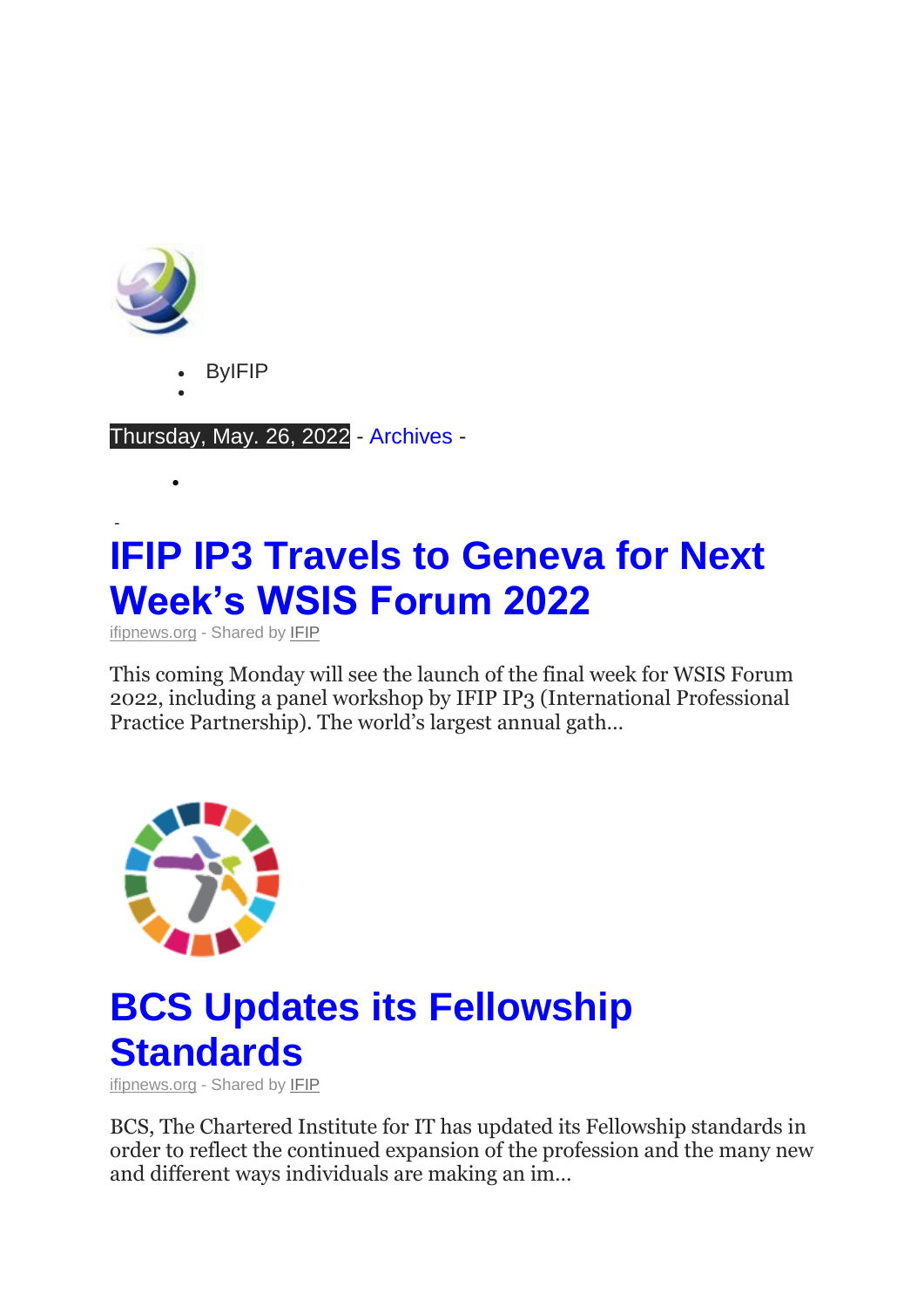- ByIFIP
- 

Thursday, May. 26, 2022 - Archives -

- 

-

# IFIP IP3 Travels to Geneva for Next Week's WSIS Forum 2022

ifipnews.org - Shared by IFIP

This coming Monday will see the launch of the final week for WSIS Forum 2022, including a panel workshop by IFIP IP3 (International Professional Practice Partnership). The world's largest annual gath...

# BCS Updates its Fellowship Standards

ifipnews.org - Shared by IFIP

BCS, The Chartered Institute for IT has updated its Fellowship standards in order to reflect the continued expansion of the profession and the many new and different ways individuals are making an im...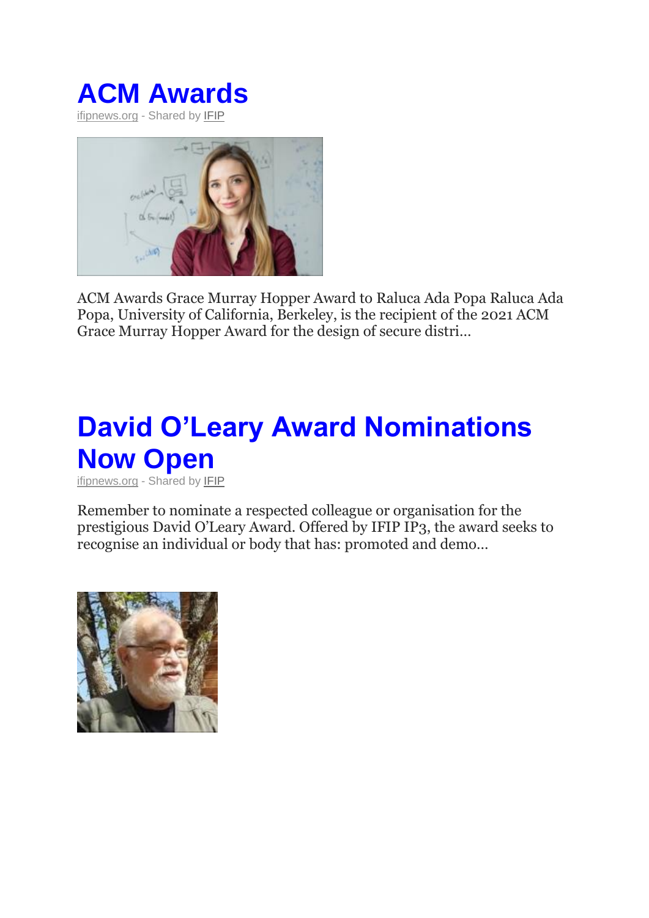# ACM Awards

ifipnews.org - Shared by IFIP

ACM Awards Grace Murray Hopper Award to Raluca Ada Popa Raluca Ada Popa, University of California, Berkeley, is the recipient of the 2021 ACM Grace Murray Hopper Award for the design of secure distri...

# David O'Leary Award Nominations Now Open

ifipnews.org - Shared by IFIP

Remember to nominate a respected colleague or organisation for the prestigious David O'Leary Award. Offered by IFIP IP3, the award seeks to recognise an individual or body that has: promoted and demo...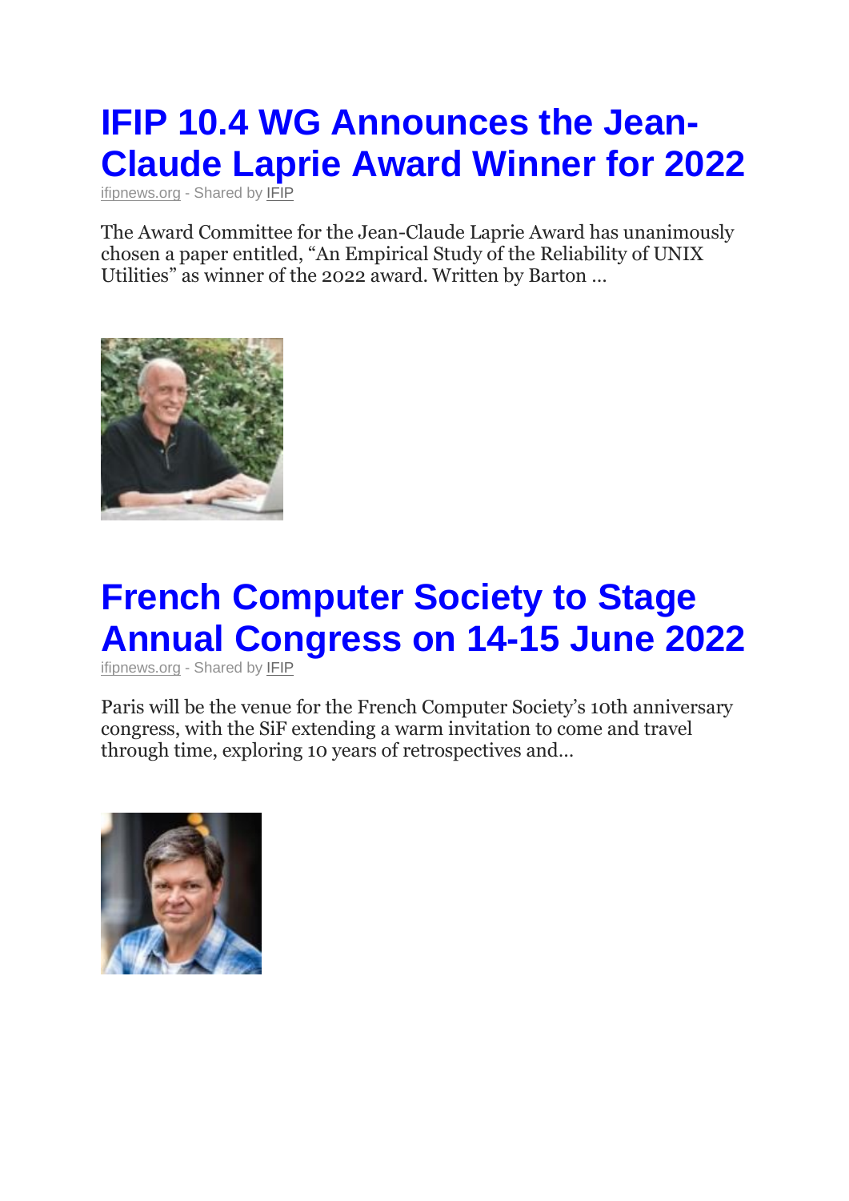# IFIP 10.4 WG Announces the Jean-Claude Laprie Award Winner for 2022

ifipnews.org - Shared by IFIP

The Award Committee for the Jean-Claude Laprie Award has unanimously chosen a paper entitled, "An Empirical Study of the Reliability of UNIX Utilities" as winner of the 2022 award. Written by Barton ...

# French Computer Society to Stage Annual Congress on 14-15 June 2022

ifipnews.org - Shared by IFIP

Paris will be the venue for the French Computer Society's 10th anniversary congress, with the SiF extending a warm invitation to come and travel through time, exploring 10 years of retrospectives and...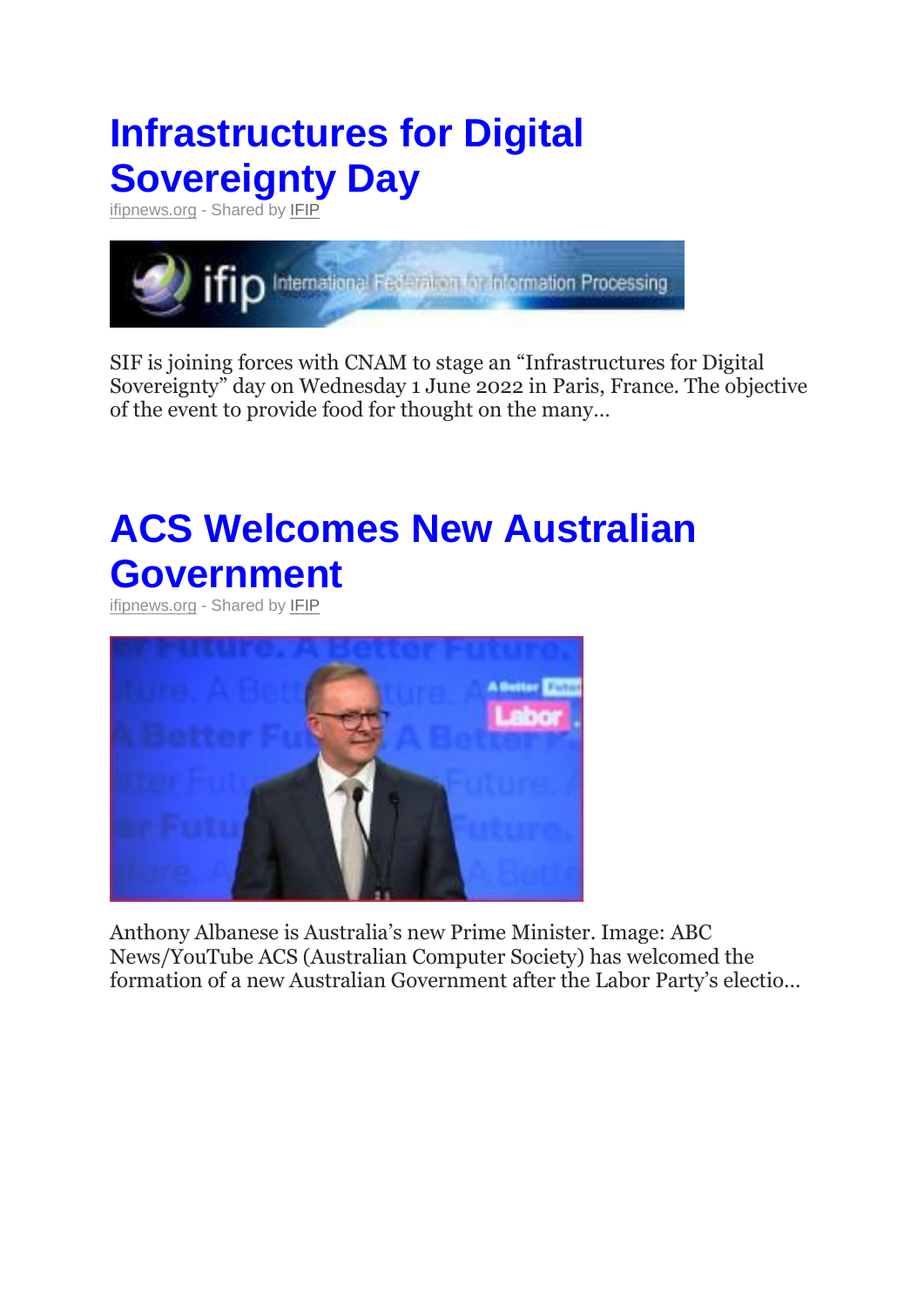# Infrastructures for Digital Sovereignty Day

ifipnews.org - Shared by IFIP

SIF is joining forces with CNAM to stage an "Infrastructures for Digital Sovereignty" day on Wednesday 1 June 2022 in Paris, France. The objective of the event to provide food for thought on the many...

# ACS Welcomes New Australian Government

ifipnews.org - Shared by IFIP

Anthony Albanese is Australia's new Prime Minister. Image: ABC News/YouTube ACS (Australian Computer Society) has welcomed the formation of a new Australian Government after the Labor Party's electio...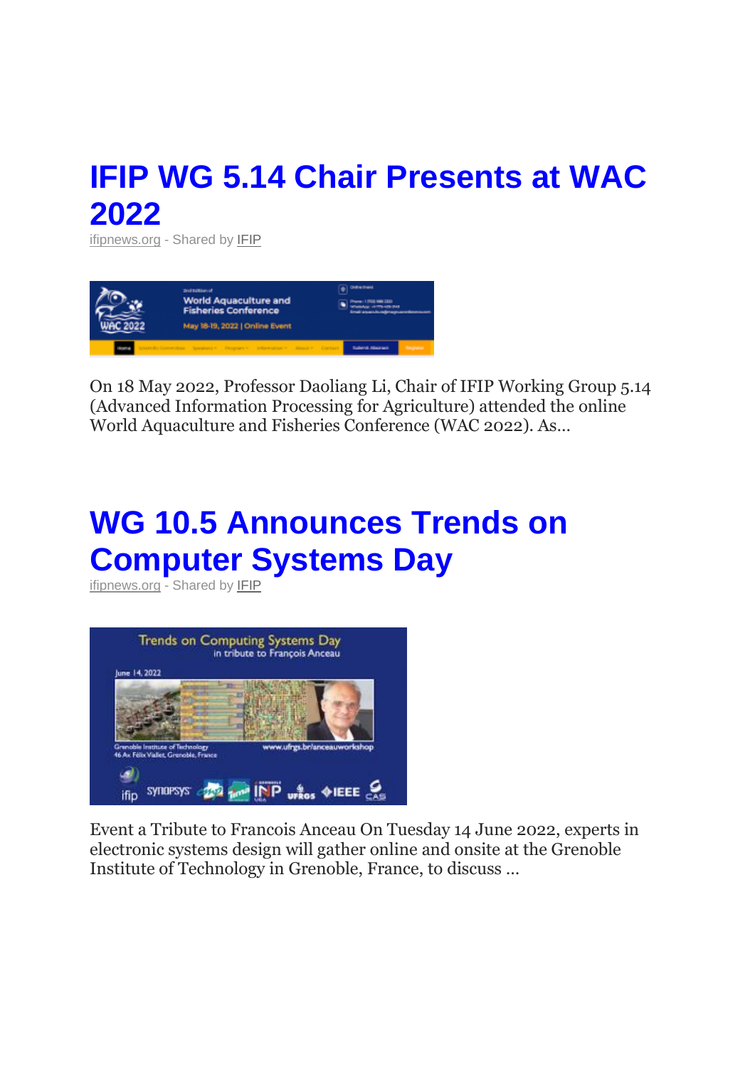# IFIP WG 5.14 Chair Presents at WAC 2022

ifipnews.org - Shared by IFIP

On 18 May 2022, Professor Daoliang Li, Chair of IFIP Working Group 5.14 (Advanced Information Processing for Agriculture) attended the online World Aquaculture and Fisheries Conference (WAC 2022). As...

# WG 10.5 Announces Trends on Computer Systems Day

ifipnews.org - Shared by IFIP

Event a Tribute to Francois Anceau On Tuesday 14 June 2022, experts in electronic systems design will gather online and onsite at the Grenoble Institute of Technology in Grenoble, France, to discuss ...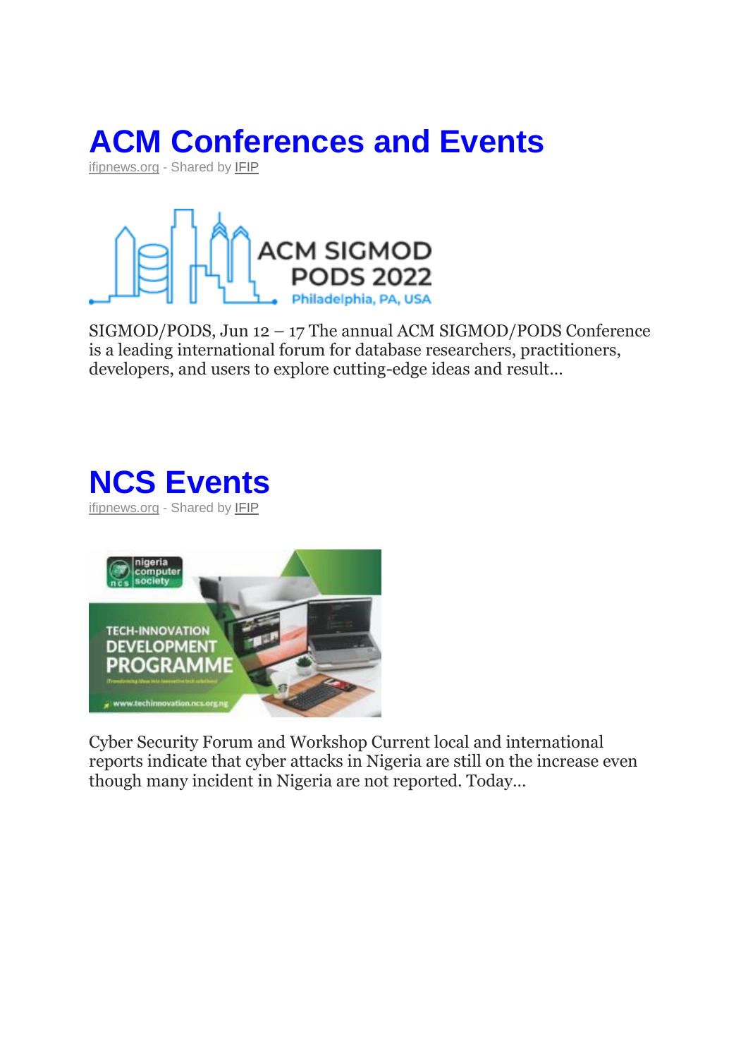# ACM Conferences and Events

ifipnews.org - Shared by IFIP

SIGMOD/PODS, Jun 12 – 17 The annual ACM SIGMOD/PODS Conference is a leading international forum for database researchers, practitioners, developers, and users to explore cutting-edge ideas and result...

# NCS Events

ifipnews.org - Shared by IFIP

Cyber Security Forum and Workshop Current local and international reports indicate that cyber attacks in Nigeria are still on the increase even though many incident in Nigeria are not reported. Today...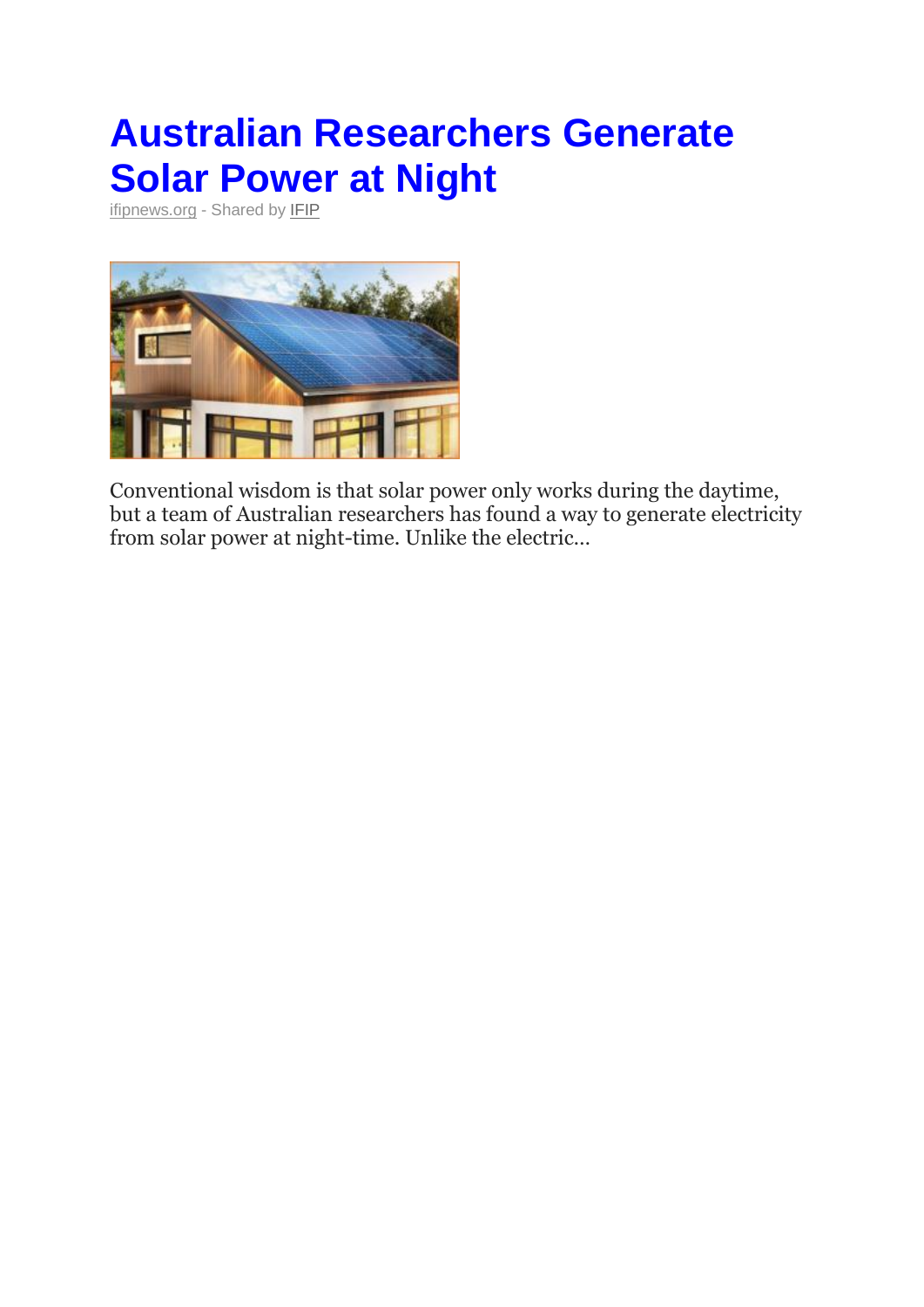# Australian Researchers Generate Solar Power at Night

ifipnews.org - Shared by IFIP

Conventional wisdom is that solar power only works during the daytime, but a team of Australian researchers has found a way to generate electricity from solar power at night-time. Unlike the electric...